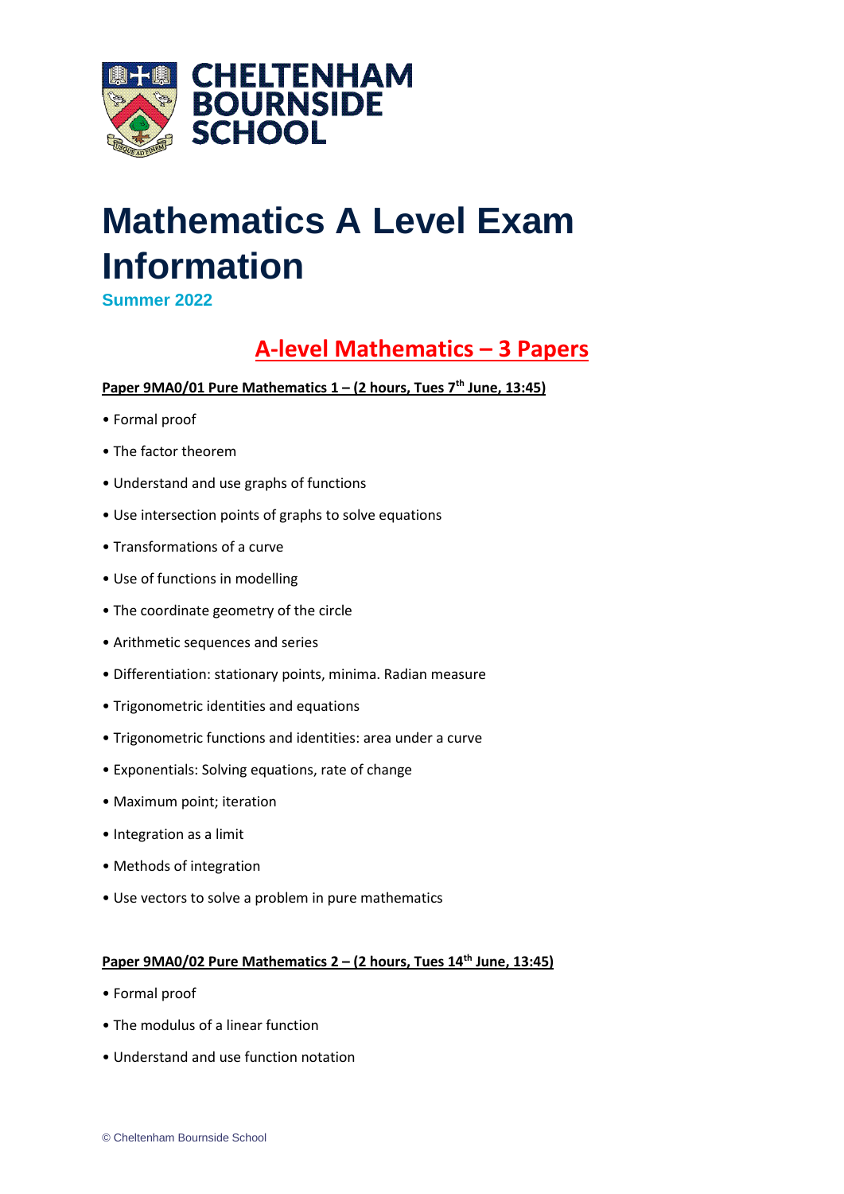# Mathematics A Level Exam Information

**Summer 2022**

## A-level Mathematics – 3 Papers

**Paper 9MA0/01 Pure Mathematics 1 – (2 hours, Tues 7th June, 13:45)**

- Formal proof
- The factor theorem
- Understand and use graphs of functions
- Use intersection points of graphs to solve equations
- Transformations of a curve
- Use of functions in modelling
- The coordinate geometry of the circle
- Arithmetic sequences and series
- Differentiation: stationary points, minima. Radian measure
- Trigonometric identities and equations
- Trigonometric functions and identities: area under a curve
- Exponentials: Solving equations, rate of change
- Maximum point; iteration
- Integration as a limit
- Methods of integration
- Use vectors to solve a problem in pure mathematics

**Paper 9MA0/02 Pure Mathematics 2 – (2 hours, Tues 14th June, 13:45)**

- Formal proof
- The modulus of a linear function
- Understand and use function notation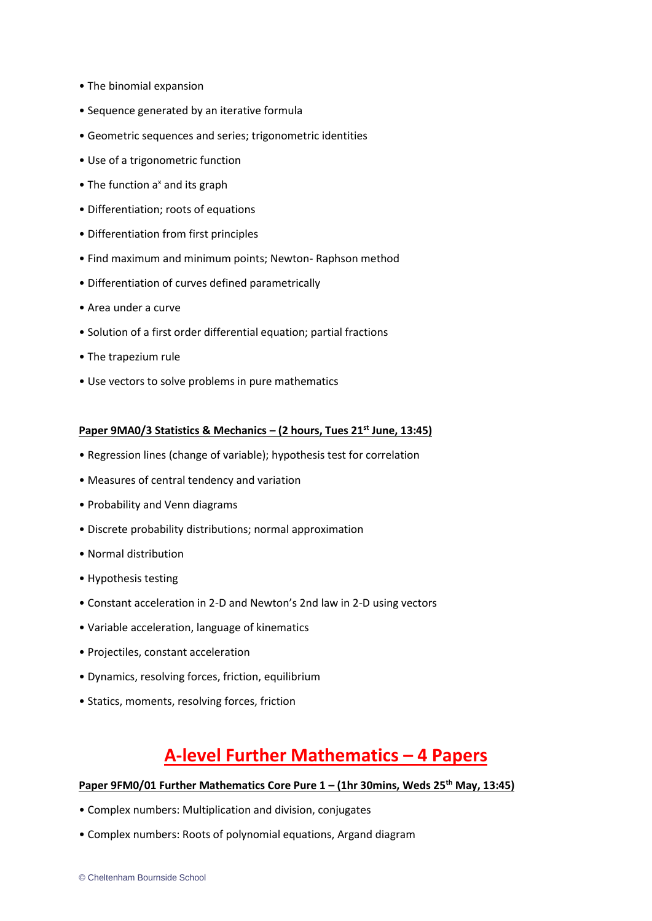- The binomial expansion
- Sequence generated by an iterative formula
- Geometric sequences and series; trigonometric identities
- Use of a trigonometric function
- The function $a^x$ and its graph
- Differentiation; roots of equations
- Differentiation from first principles
- Find maximum and minimum points; Newton- Raphson method
- Differentiation of curves defined parametrically
- Area under a curve
- Solution of a first order differential equation; partial fractions
- The trapezium rule
- Use vectors to solve problems in pure mathematics

**Paper 9MA0/3 Statistics & Mechanics – (2 hours, Tues 21st June, 13:45)**

- Regression lines (change of variable); hypothesis test for correlation
- Measures of central tendency and variation
- Probability and Venn diagrams
- Discrete probability distributions; normal approximation
- Normal distribution
- Hypothesis testing
- Constant acceleration in 2-D and Newton's 2nd law in 2-D using vectors
- Variable acceleration, language of kinematics
- Projectiles, constant acceleration
- Dynamics, resolving forces, friction, equilibrium
- Statics, moments, resolving forces, friction

# A-level Further Mathematics – 4 Papers

**Paper 9FM0/01 Further Mathematics Core Pure 1 – (1hr 30mins, Weds 25th May, 13:45)**

- Complex numbers: Multiplication and division, conjugates
- Complex numbers: Roots of polynomial equations, Argand diagram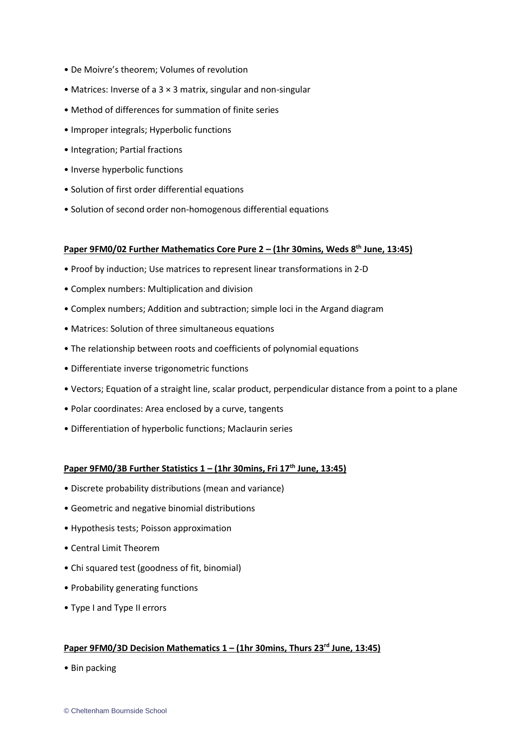- De Moivre's theorem; Volumes of revolution
- Matrices: Inverse of a 3 × 3 matrix, singular and non-singular
- Method of differences for summation of finite series
- Improper integrals; Hyperbolic functions
- Integration; Partial fractions
- Inverse hyperbolic functions
- Solution of first order differential equations
- Solution of second order non-homogenous differential equations

**Paper 9FM0/02 Further Mathematics Core Pure 2 – (1hr 30mins, Weds 8th June, 13:45)**

- Proof by induction; Use matrices to represent linear transformations in 2-D
- Complex numbers: Multiplication and division
- Complex numbers; Addition and subtraction; simple loci in the Argand diagram
- Matrices: Solution of three simultaneous equations
- The relationship between roots and coefficients of polynomial equations
- Differentiate inverse trigonometric functions
- Vectors; Equation of a straight line, scalar product, perpendicular distance from a point to a plane
- Polar coordinates: Area enclosed by a curve, tangents
- Differentiation of hyperbolic functions; Maclaurin series

**Paper 9FM0/3B Further Statistics 1 – (1hr 30mins, Fri 17th June, 13:45)**

- Discrete probability distributions (mean and variance)
- Geometric and negative binomial distributions
- Hypothesis tests; Poisson approximation
- Central Limit Theorem
- Chi squared test (goodness of fit, binomial)
- Probability generating functions
- Type I and Type II errors

**Paper 9FM0/3D Decision Mathematics 1 – (1hr 30mins, Thurs 23rd June, 13:45)**

- Bin packing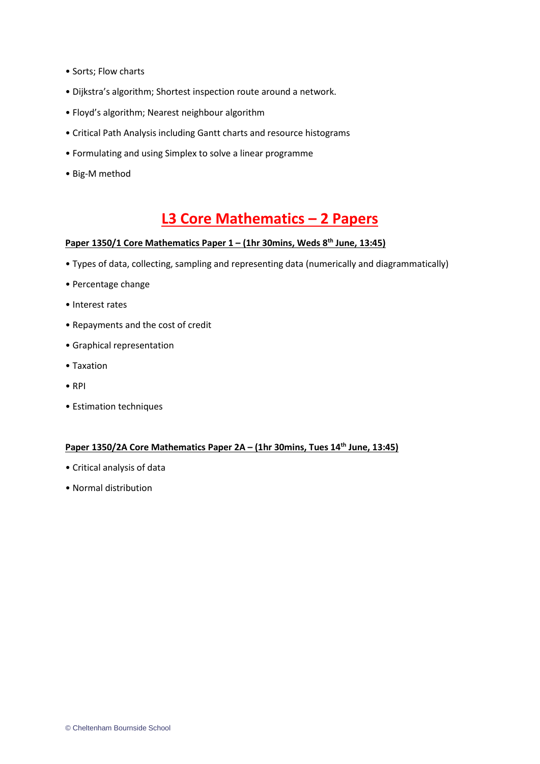• Sorts; Flow charts

• Dijkstra's algorithm; Shortest inspection route around a network.

• Floyd's algorithm; Nearest neighbour algorithm

• Critical Path Analysis including Gantt charts and resource histograms

• Formulating and using Simplex to solve a linear programme

• Big-M method

# L3 Core Mathematics – 2 Papers

**Paper 1350/1 Core Mathematics Paper 1 – (1hr 30mins, Weds 8th June, 13:45)**

• Types of data, collecting, sampling and representing data (numerically and diagrammatically)

• Percentage change

• Interest rates

• Repayments and the cost of credit

• Graphical representation

• Taxation

• RPI

• Estimation techniques

**Paper 1350/2A Core Mathematics Paper 2A – (1hr 30mins, Tues 14th June, 13:45)**

• Critical analysis of data

• Normal distribution